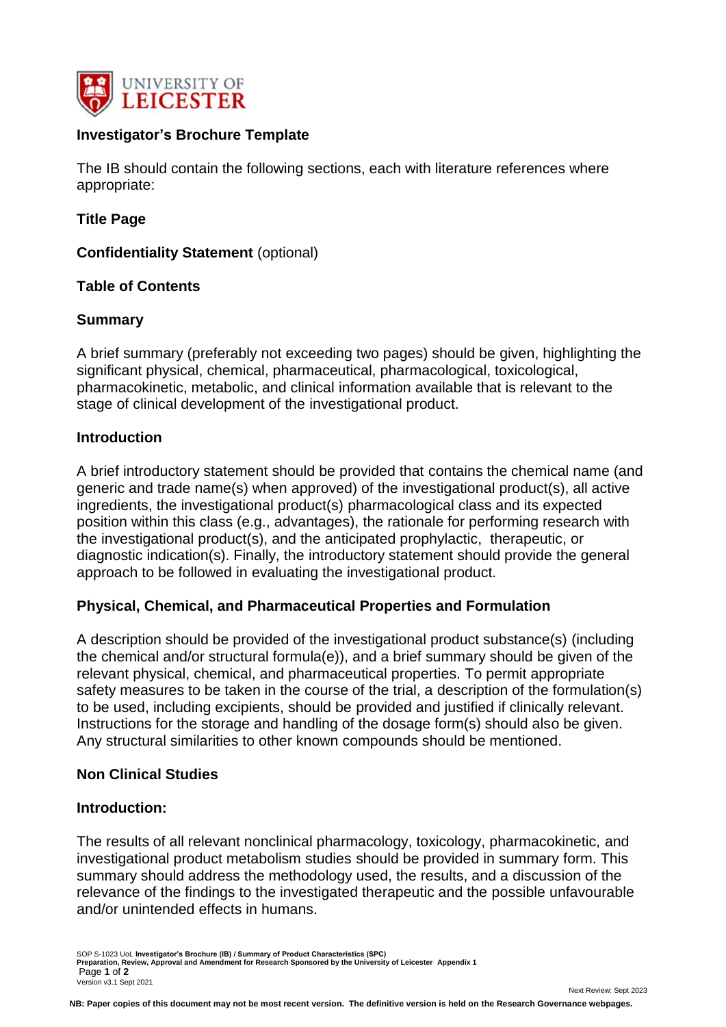UNIVERSITY OF LEICESTER

## Investigator's Brochure Template

The IB should contain the following sections, each with literature references where appropriate:

**Title Page**

**Confidentiality Statement** (optional)

**Table of Contents**

### Summary

A brief summary (preferably not exceeding two pages) should be given, highlighting the significant physical, chemical, pharmaceutical, pharmacological, toxicological, pharmacokinetic, metabolic, and clinical information available that is relevant to the stage of clinical development of the investigational product.

### Introduction

A brief introductory statement should be provided that contains the chemical name (and generic and trade name(s) when approved) of the investigational product(s), all active ingredients, the investigational product(s) pharmacological class and its expected position within this class (e.g., advantages), the rationale for performing research with the investigational product(s), and the anticipated prophylactic, therapeutic, or diagnostic indication(s). Finally, the introductory statement should provide the general approach to be followed in evaluating the investigational product.

### Physical, Chemical, and Pharmaceutical Properties and Formulation

A description should be provided of the investigational product substance(s) (including the chemical and/or structural formula(e)), and a brief summary should be given of the relevant physical, chemical, and pharmaceutical properties. To permit appropriate safety measures to be taken in the course of the trial, a description of the formulation(s) to be used, including excipients, should be provided and justified if clinically relevant. Instructions for the storage and handling of the dosage form(s) should also be given. Any structural similarities to other known compounds should be mentioned.

### Non Clinical Studies

#### Introduction:

The results of all relevant nonclinical pharmacology, toxicology, pharmacokinetic, and investigational product metabolism studies should be provided in summary form. This summary should address the methodology used, the results, and a discussion of the relevance of the findings to the investigated therapeutic and the possible unfavourable and/or unintended effects in humans.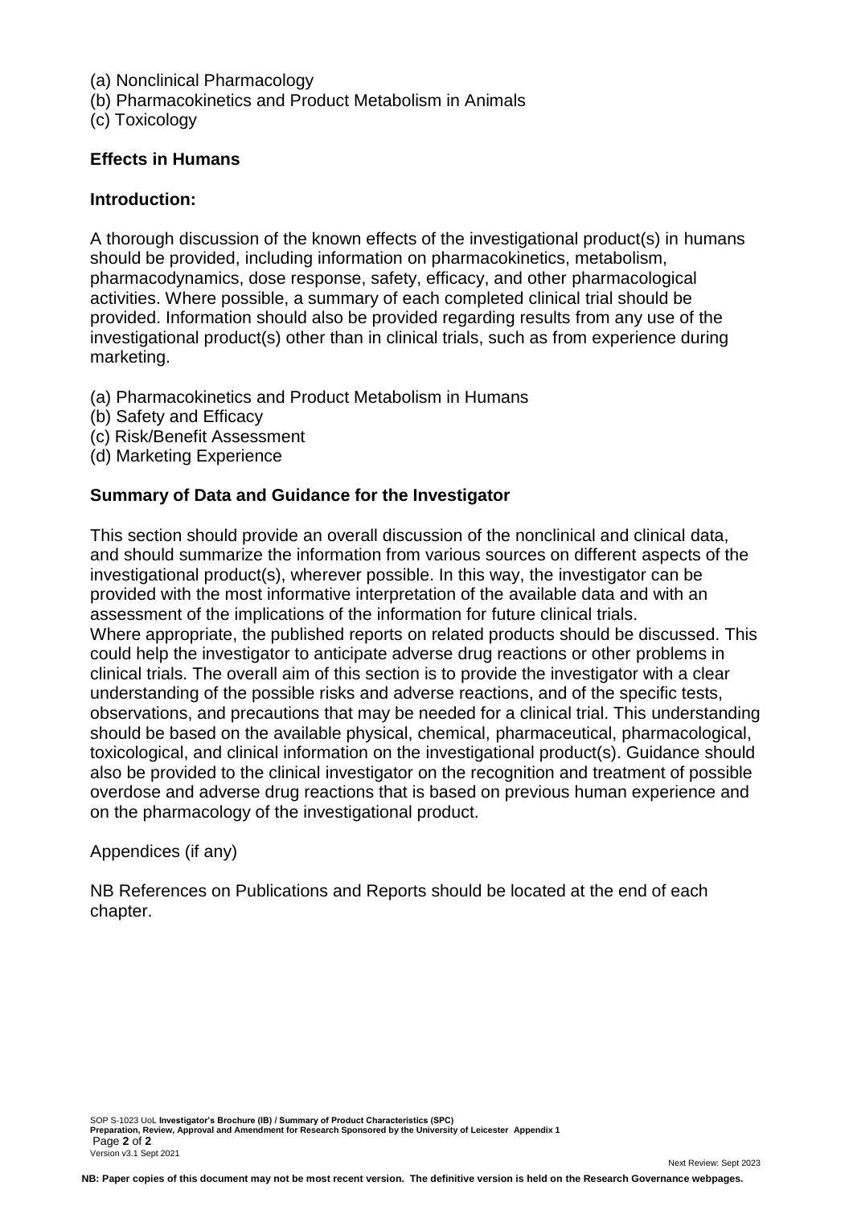(a) Nonclinical Pharmacology
(b) Pharmacokinetics and Product Metabolism in Animals
(c) Toxicology

**Effects in Humans**

**Introduction:**

A thorough discussion of the known effects of the investigational product(s) in humans should be provided, including information on pharmacokinetics, metabolism, pharmacodynamics, dose response, safety, efficacy, and other pharmacological activities. Where possible, a summary of each completed clinical trial should be provided. Information should also be provided regarding results from any use of the investigational product(s) other than in clinical trials, such as from experience during marketing.

(a) Pharmacokinetics and Product Metabolism in Humans
(b) Safety and Efficacy
(c) Risk/Benefit Assessment
(d) Marketing Experience

**Summary of Data and Guidance for the Investigator**

This section should provide an overall discussion of the nonclinical and clinical data, and should summarize the information from various sources on different aspects of the investigational product(s), wherever possible. In this way, the investigator can be provided with the most informative interpretation of the available data and with an assessment of the implications of the information for future clinical trials.
Where appropriate, the published reports on related products should be discussed. This could help the investigator to anticipate adverse drug reactions or other problems in clinical trials. The overall aim of this section is to provide the investigator with a clear understanding of the possible risks and adverse reactions, and of the specific tests, observations, and precautions that may be needed for a clinical trial. This understanding should be based on the available physical, chemical, pharmaceutical, pharmacological, toxicological, and clinical information on the investigational product(s). Guidance should also be provided to the clinical investigator on the recognition and treatment of possible overdose and adverse drug reactions that is based on previous human experience and on the pharmacology of the investigational product.

Appendices (if any)

NB References on Publications and Reports should be located at the end of each chapter.